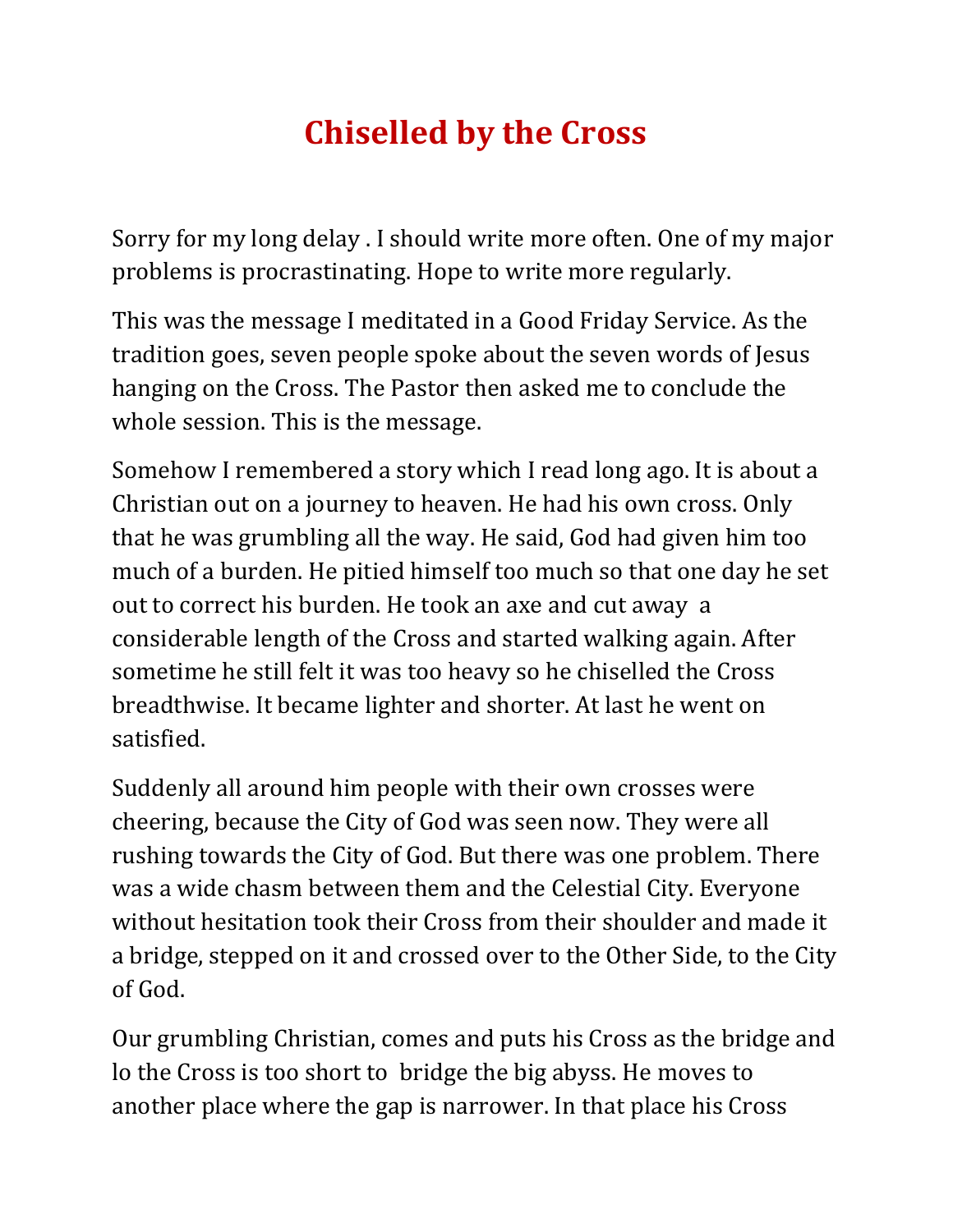# Chiselled by the Cross

Sorry for my long delay . I should write more often. One of my major problems is procrastinating. Hope to write more regularly.

This was the message I meditated in a Good Friday Service. As the tradition goes, seven people spoke about the seven words of Jesus hanging on the Cross. The Pastor then asked me to conclude the whole session. This is the message.

Somehow I remembered a story which I read long ago. It is about a Christian out on a journey to heaven. He had his own cross. Only that he was grumbling all the way. He said, God had given him too much of a burden. He pitied himself too much so that one day he set out to correct his burden. He took an axe and cut away a considerable length of the Cross and started walking again. After sometime he still felt it was too heavy so he chiselled the Cross breadthwise. It became lighter and shorter. At last he went on satisfied.

Suddenly all around him people with their own crosses were cheering, because the City of God was seen now. They were all rushing towards the City of God. But there was one problem. There was a wide chasm between them and the Celestial City. Everyone without hesitation took their Cross from their shoulder and made it a bridge, stepped on it and crossed over to the Other Side, to the City of God.

Our grumbling Christian, comes and puts his Cross as the bridge and lo the Cross is too short to bridge the big abyss. He moves to another place where the gap is narrower. In that place his Cross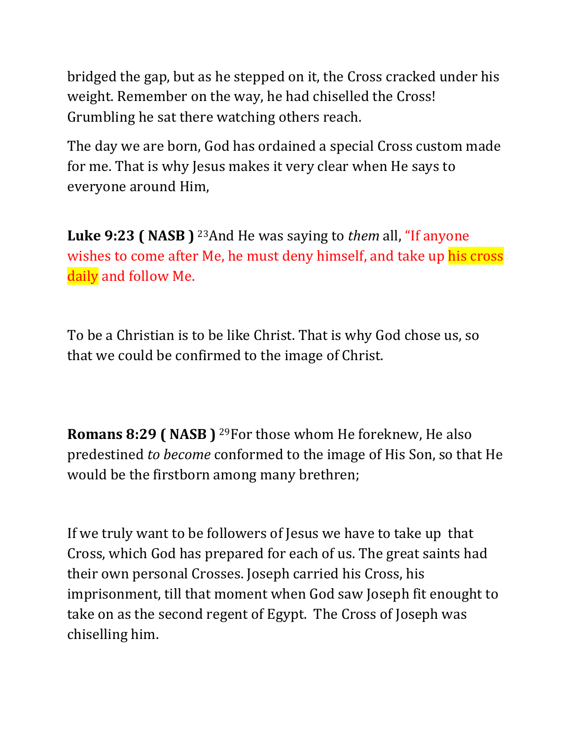bridged the gap, but as he stepped on it, the Cross cracked under his weight. Remember on the way, he had chiselled the Cross! Grumbling he sat there watching others reach.

The day we are born, God has ordained a special Cross custom made for me. That is why Jesus makes it very clear when He says to everyone around Him,

**Luke 9:23 ( NASB )** 23And He was saying to *them* all, "If anyone wishes to come after Me, he must deny himself, and take up his cross daily and follow Me.

To be a Christian is to be like Christ. That is why God chose us, so that we could be confirmed to the image of Christ.

**Romans 8:29 ( NASB )** 29For those whom He foreknew, He also predestined *to become* conformed to the image of His Son, so that He would be the firstborn among many brethren;

If we truly want to be followers of Jesus we have to take up that Cross, which God has prepared for each of us. The great saints had their own personal Crosses. Joseph carried his Cross, his imprisonment, till that moment when God saw Joseph fit enought to take on as the second regent of Egypt. The Cross of Joseph was chiselling him.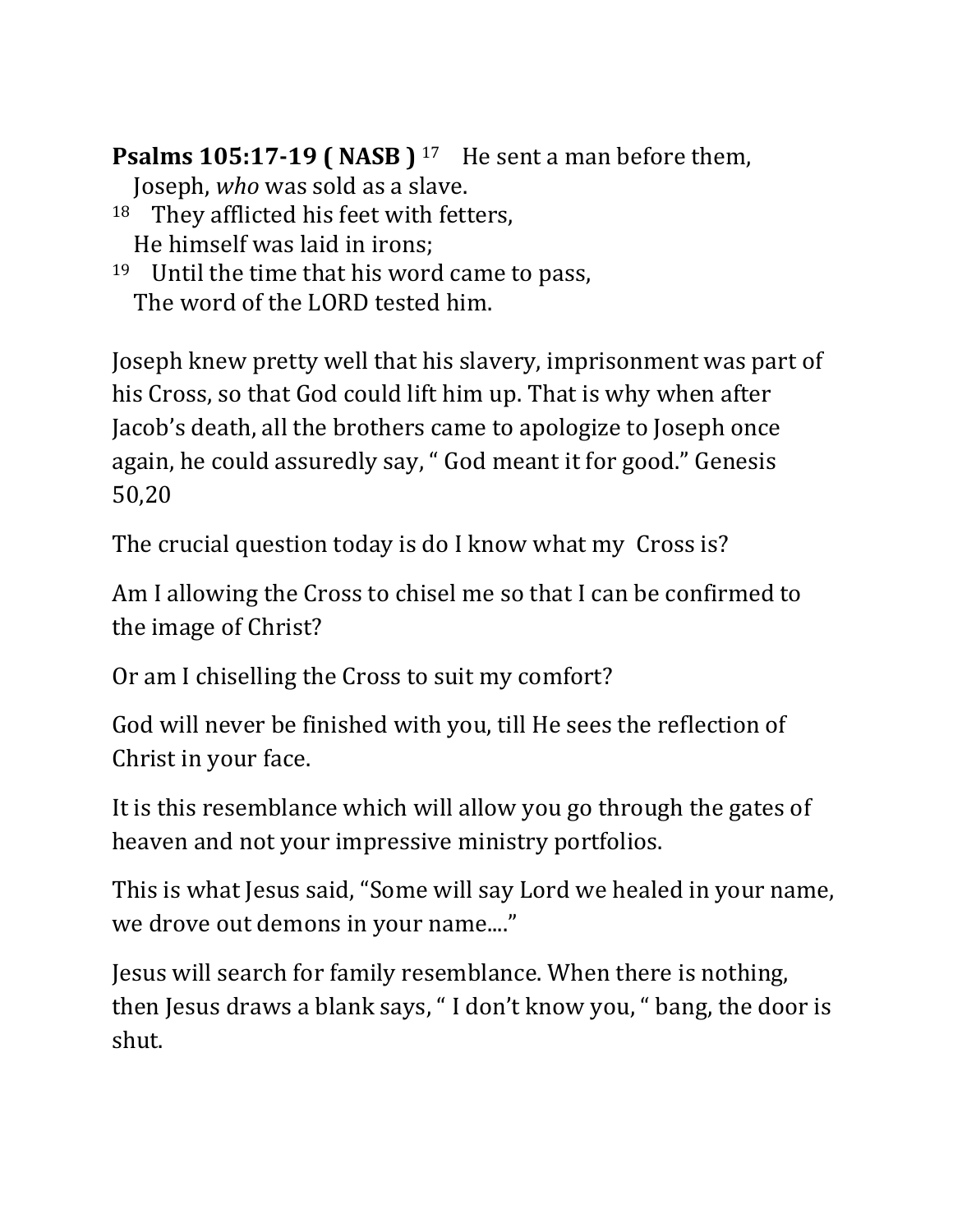**Psalms 105:17-19 ( NASB )** 17 He sent a man before them,
Joseph, *who* was sold as a slave.
18 They afflicted his feet with fetters,
He himself was laid in irons;
19 Until the time that his word came to pass,
The word of the LORD tested him.

Joseph knew pretty well that his slavery, imprisonment was part of his Cross, so that God could lift him up. That is why when after Jacob's death, all the brothers came to apologize to Joseph once again, he could assuredly say, " God meant it for good." Genesis 50,20

The crucial question today is do I know what my Cross is?

Am I allowing the Cross to chisel me so that I can be confirmed to the image of Christ?

Or am I chiselling the Cross to suit my comfort?

God will never be finished with you, till He sees the reflection of Christ in your face.

It is this resemblance which will allow you go through the gates of heaven and not your impressive ministry portfolios.

This is what Jesus said, "Some will say Lord we healed in your name, we drove out demons in your name...."

Jesus will search for family resemblance. When there is nothing, then Jesus draws a blank says, " I don't know you, " bang, the door is shut.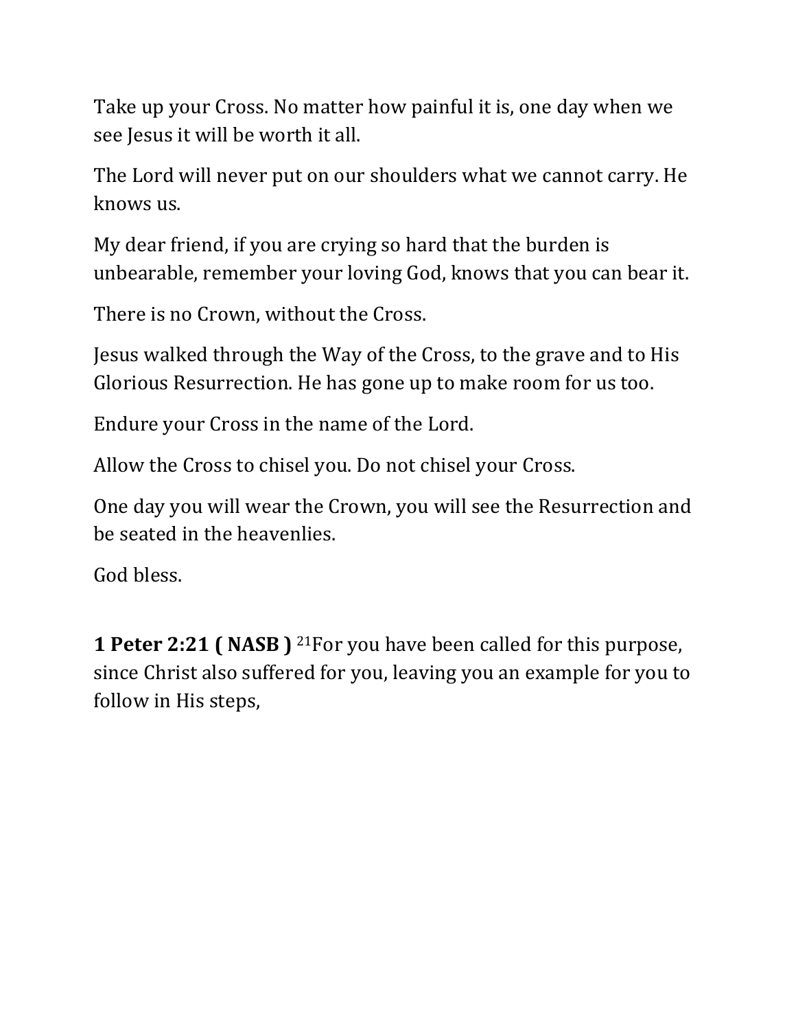Take up your Cross. No matter how painful it is, one day when we see Jesus it will be worth it all.

The Lord will never put on our shoulders what we cannot carry. He knows us.

My dear friend, if you are crying so hard that the burden is unbearable, remember your loving God, knows that you can bear it.

There is no Crown, without the Cross.

Jesus walked through the Way of the Cross, to the grave and to His Glorious Resurrection. He has gone up to make room for us too.

Endure your Cross in the name of the Lord.

Allow the Cross to chisel you. Do not chisel your Cross.

One day you will wear the Crown, you will see the Resurrection and be seated in the heavenlies.

God bless.

**1 Peter 2:21 ( NASB )** [21]For you have been called for this purpose, since Christ also suffered for you, leaving you an example for you to follow in His steps,